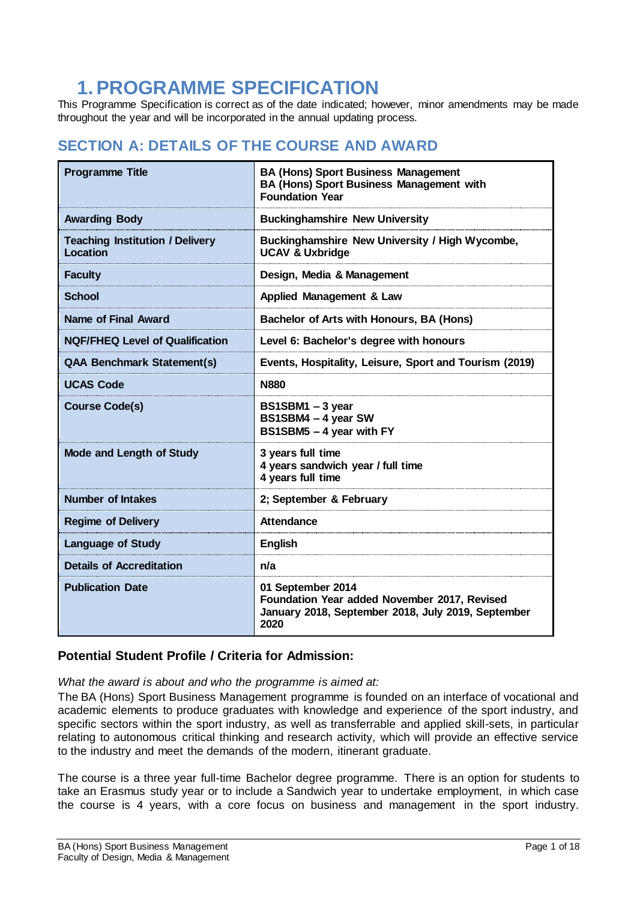# 1. PROGRAMME SPECIFICATION

This Programme Specification is correct as of the date indicated; however, minor amendments may be made throughout the year and will be incorporated in the annual updating process.

## SECTION A: DETAILS OF THE COURSE AND AWARD

| | |
|---|---|
| **Programme Title** | **BA (Hons) Sport Business Management**<br>**BA (Hons) Sport Business Management with Foundation Year** |
| **Awarding Body** | **Buckinghamshire New University** |
| **Teaching Institution / Delivery Location** | **Buckinghamshire New University / High Wycombe, UCAV & Uxbridge** |
| **Faculty** | **Design, Media & Management** |
| **School** | **Applied Management & Law** |
| **Name of Final Award** | **Bachelor of Arts with Honours, BA (Hons)** |
| **NQF/FHEQ Level of Qualification** | **Level 6: Bachelor's degree with honours** |
| **QAA Benchmark Statement(s)** | **Events, Hospitality, Leisure, Sport and Tourism (2019)** |
| **UCAS Code** | **N880** |
| **Course Code(s)** | **BS1SBM1 – 3 year**<br>**BS1SBM4 – 4 year SW**<br>**BS1SBM5 – 4 year with FY** |
| **Mode and Length of Study** | **3 years full time**<br>**4 years sandwich year / full time**<br>**4 years full time** |
| **Number of Intakes** | **2; September & February** |
| **Regime of Delivery** | **Attendance** |
| **Language of Study** | **English** |
| **Details of Accreditation** | **n/a** |
| **Publication Date** | **01 September 2014**<br>**Foundation Year added November 2017, Revised January 2018, September 2018, July 2019, September 2020** |

### Potential Student Profile / Criteria for Admission:

*What the award is about and who the programme is aimed at:*

The BA (Hons) Sport Business Management programme is founded on an interface of vocational and academic elements to produce graduates with knowledge and experience of the sport industry, and specific sectors within the sport industry, as well as transferrable and applied skill-sets, in particular relating to autonomous critical thinking and research activity, which will provide an effective service to the industry and meet the demands of the modern, itinerant graduate.

The course is a three year full-time Bachelor degree programme. There is an option for students to take an Erasmus study year or to include a Sandwich year to undertake employment, in which case the course is 4 years, with a core focus on business and management in the sport industry.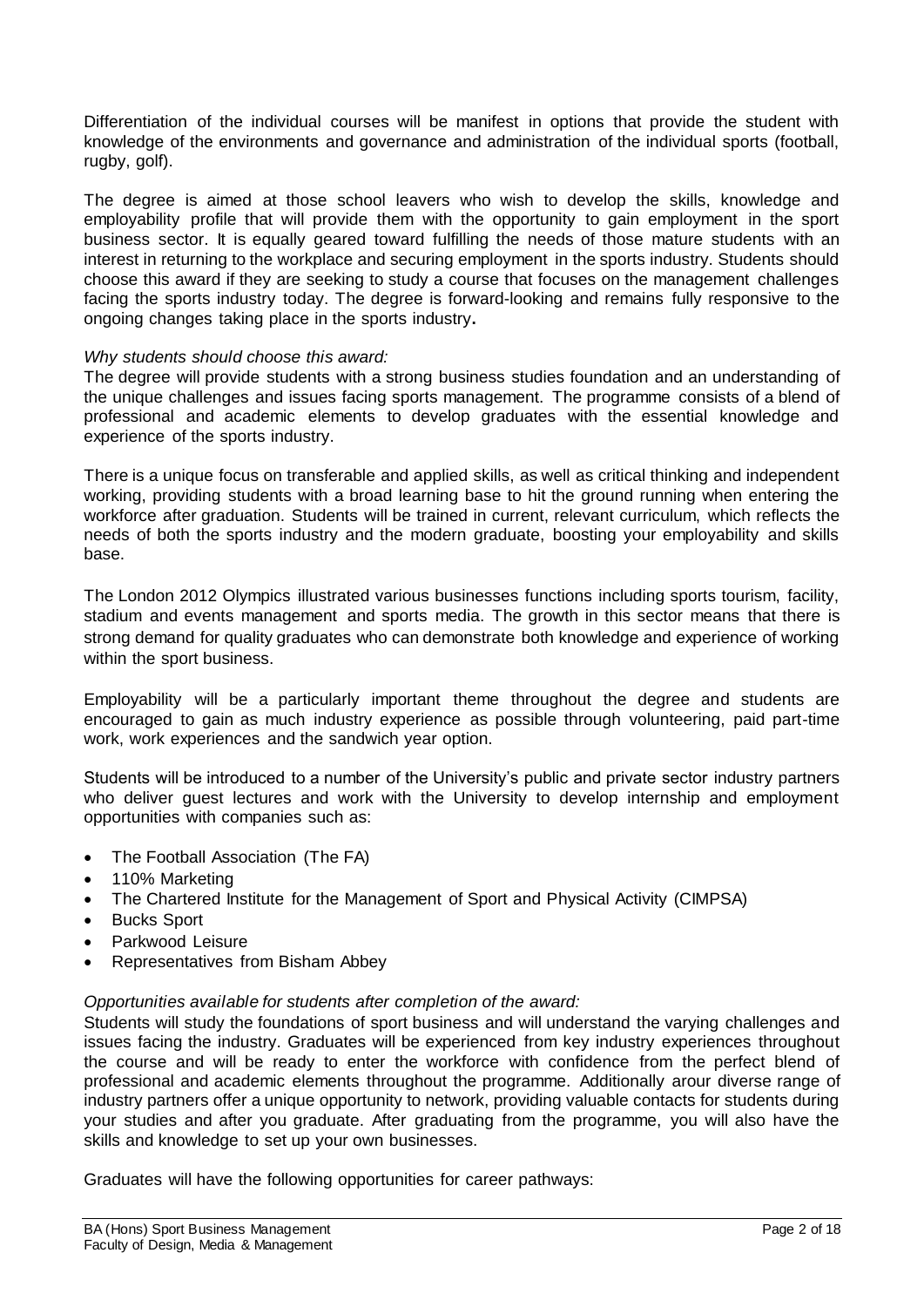Differentiation of the individual courses will be manifest in options that provide the student with knowledge of the environments and governance and administration of the individual sports (football, rugby, golf).

The degree is aimed at those school leavers who wish to develop the skills, knowledge and employability profile that will provide them with the opportunity to gain employment in the sport business sector. It is equally geared toward fulfilling the needs of those mature students with an interest in returning to the workplace and securing employment in the sports industry. Students should choose this award if they are seeking to study a course that focuses on the management challenges facing the sports industry today. The degree is forward-looking and remains fully responsive to the ongoing changes taking place in the sports industry**.**

*Why students should choose this award:*
The degree will provide students with a strong business studies foundation and an understanding of the unique challenges and issues facing sports management. The programme consists of a blend of professional and academic elements to develop graduates with the essential knowledge and experience of the sports industry.

There is a unique focus on transferable and applied skills, as well as critical thinking and independent working, providing students with a broad learning base to hit the ground running when entering the workforce after graduation. Students will be trained in current, relevant curriculum, which reflects the needs of both the sports industry and the modern graduate, boosting your employability and skills base.

The London 2012 Olympics illustrated various businesses functions including sports tourism, facility, stadium and events management and sports media. The growth in this sector means that there is strong demand for quality graduates who can demonstrate both knowledge and experience of working within the sport business.

Employability will be a particularly important theme throughout the degree and students are encouraged to gain as much industry experience as possible through volunteering, paid part-time work, work experiences and the sandwich year option.

Students will be introduced to a number of the University's public and private sector industry partners who deliver guest lectures and work with the University to develop internship and employment opportunities with companies such as:

- The Football Association (The FA)
- 110% Marketing
- The Chartered Institute for the Management of Sport and Physical Activity (CIMPSA)
- Bucks Sport
- Parkwood Leisure
- Representatives from Bisham Abbey

*Opportunities available for students after completion of the award:*
Students will study the foundations of sport business and will understand the varying challenges and issues facing the industry. Graduates will be experienced from key industry experiences throughout the course and will be ready to enter the workforce with confidence from the perfect blend of professional and academic elements throughout the programme. Additionally arour diverse range of industry partners offer a unique opportunity to network, providing valuable contacts for students during your studies and after you graduate. After graduating from the programme, you will also have the skills and knowledge to set up your own businesses.

Graduates will have the following opportunities for career pathways: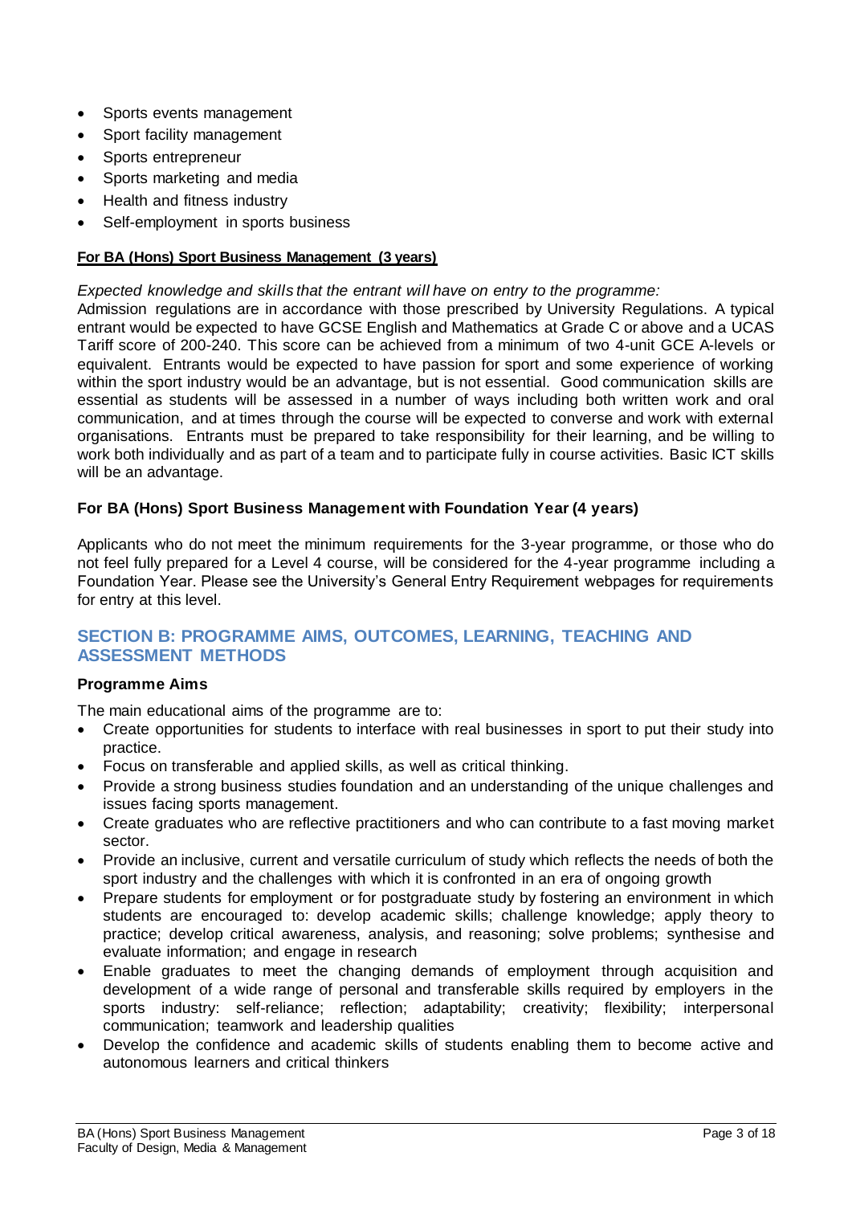- Sports events management
- Sport facility management
- Sports entrepreneur
- Sports marketing and media
- Health and fitness industry
- Self-employment in sports business

**For BA (Hons) Sport Business Management (3 years)**

*Expected knowledge and skills that the entrant will have on entry to the programme:*

Admission regulations are in accordance with those prescribed by University Regulations. A typical entrant would be expected to have GCSE English and Mathematics at Grade C or above and a UCAS Tariff score of 200-240. This score can be achieved from a minimum of two 4-unit GCE A-levels or equivalent. Entrants would be expected to have passion for sport and some experience of working within the sport industry would be an advantage, but is not essential. Good communication skills are essential as students will be assessed in a number of ways including both written work and oral communication, and at times through the course will be expected to converse and work with external organisations. Entrants must be prepared to take responsibility for their learning, and be willing to work both individually and as part of a team and to participate fully in course activities. Basic ICT skills will be an advantage.

**For BA (Hons) Sport Business Management with Foundation Year (4 years)**

Applicants who do not meet the minimum requirements for the 3-year programme, or those who do not feel fully prepared for a Level 4 course, will be considered for the 4-year programme including a Foundation Year. Please see the University's General Entry Requirement webpages for requirements for entry at this level.

## SECTION B: PROGRAMME AIMS, OUTCOMES, LEARNING, TEACHING AND ASSESSMENT METHODS

### Programme Aims

The main educational aims of the programme are to:

- Create opportunities for students to interface with real businesses in sport to put their study into practice.
- Focus on transferable and applied skills, as well as critical thinking.
- Provide a strong business studies foundation and an understanding of the unique challenges and issues facing sports management.
- Create graduates who are reflective practitioners and who can contribute to a fast moving market sector.
- Provide an inclusive, current and versatile curriculum of study which reflects the needs of both the sport industry and the challenges with which it is confronted in an era of ongoing growth
- Prepare students for employment or for postgraduate study by fostering an environment in which students are encouraged to: develop academic skills; challenge knowledge; apply theory to practice; develop critical awareness, analysis, and reasoning; solve problems; synthesise and evaluate information; and engage in research
- Enable graduates to meet the changing demands of employment through acquisition and development of a wide range of personal and transferable skills required by employers in the sports industry: self-reliance; reflection; adaptability; creativity; flexibility; interpersonal communication; teamwork and leadership qualities
- Develop the confidence and academic skills of students enabling them to become active and autonomous learners and critical thinkers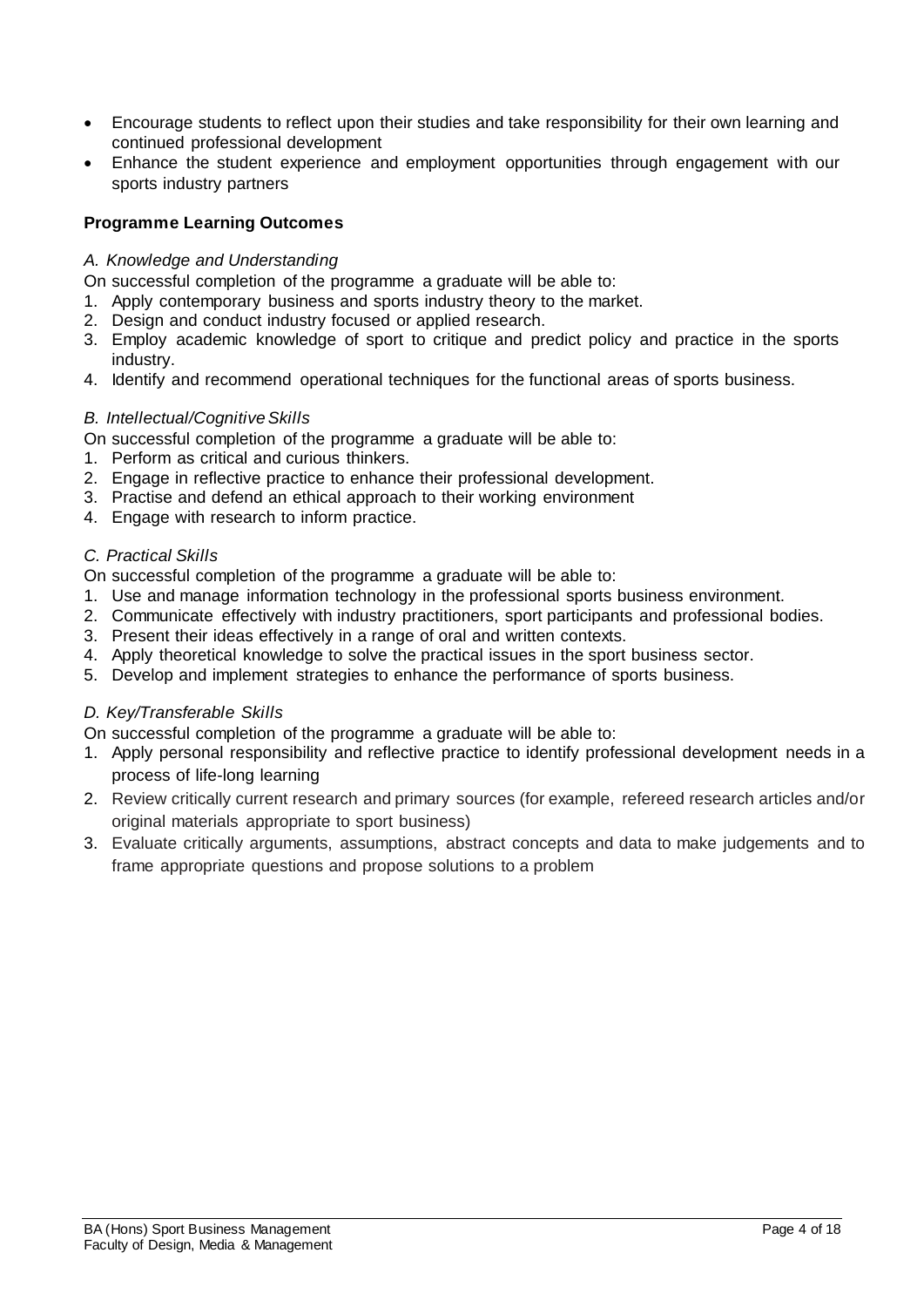- Encourage students to reflect upon their studies and take responsibility for their own learning and continued professional development
- Enhance the student experience and employment opportunities through engagement with our sports industry partners

**Programme Learning Outcomes**

*A. Knowledge and Understanding*

On successful completion of the programme a graduate will be able to:

1. Apply contemporary business and sports industry theory to the market.
2. Design and conduct industry focused or applied research.
3. Employ academic knowledge of sport to critique and predict policy and practice in the sports industry.
4. Identify and recommend operational techniques for the functional areas of sports business.

*B. Intellectual/Cognitive Skills*

On successful completion of the programme a graduate will be able to:

1. Perform as critical and curious thinkers.
2. Engage in reflective practice to enhance their professional development.
3. Practise and defend an ethical approach to their working environment
4. Engage with research to inform practice.

*C. Practical Skills*

On successful completion of the programme a graduate will be able to:

1. Use and manage information technology in the professional sports business environment.
2. Communicate effectively with industry practitioners, sport participants and professional bodies.
3. Present their ideas effectively in a range of oral and written contexts.
4. Apply theoretical knowledge to solve the practical issues in the sport business sector.
5. Develop and implement strategies to enhance the performance of sports business.

*D. Key/Transferable Skills*

On successful completion of the programme a graduate will be able to:

1. Apply personal responsibility and reflective practice to identify professional development needs in a process of life-long learning
2. Review critically current research and primary sources (for example, refereed research articles and/or original materials appropriate to sport business)
3. Evaluate critically arguments, assumptions, abstract concepts and data to make judgements and to frame appropriate questions and propose solutions to a problem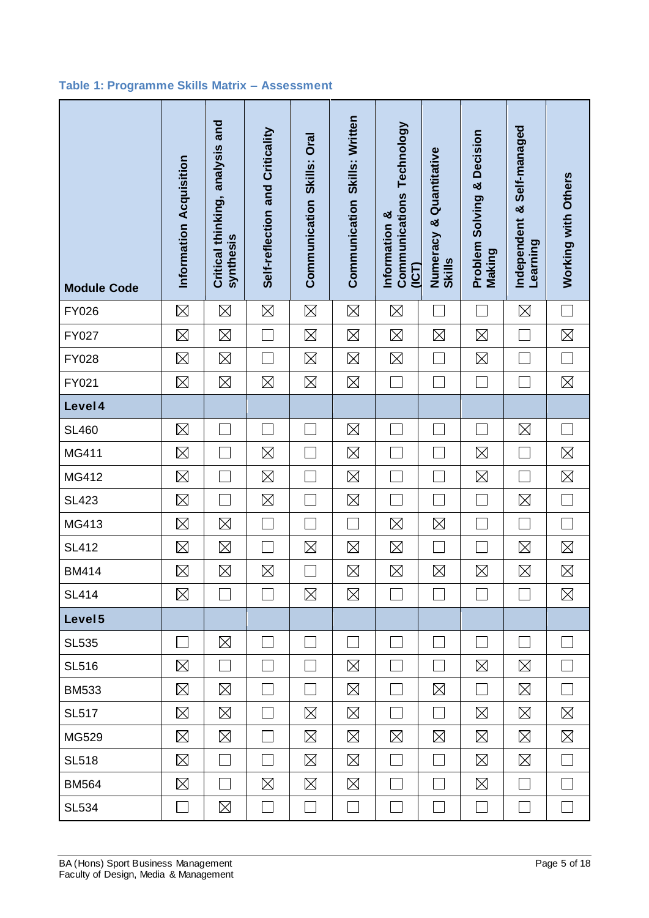### Table 1: Programme Skills Matrix – Assessment

| Module Code | Information Acquisition | Critical thinking, analysis and synthesis | Self-reflection and Criticality | Communication Skills: Oral | Communication Skills: Written | Information & Communications Technology (ICT) | Numeracy & Quantitative Skills | Problem Solving & Decision Making | Independent & Self-managed Learning | Working with Others |
|---|---|---|---|---|---|---|---|---|---|---|
| FY026 | ☒ | ☒ | ☒ | ☒ | ☒ | ☒ | ☐ | ☐ | ☒ | ☐ |
| FY027 | ☒ | ☒ | ☐ | ☒ | ☒ | ☒ | ☒ | ☒ | ☐ | ☒ |
| FY028 | ☒ | ☒ | ☐ | ☒ | ☒ | ☒ | ☐ | ☒ | ☐ | ☐ |
| FY021 | ☒ | ☒ | ☒ | ☒ | ☒ | ☐ | ☐ | ☐ | ☐ | ☒ |
| **Level 4** | | | | | | | | | | |
| SL460 | ☒ | ☐ | ☐ | ☐ | ☒ | ☐ | ☐ | ☐ | ☒ | ☐ |
| MG411 | ☒ | ☐ | ☒ | ☐ | ☒ | ☐ | ☐ | ☒ | ☐ | ☒ |
| MG412 | ☒ | ☐ | ☒ | ☐ | ☒ | ☐ | ☐ | ☒ | ☐ | ☒ |
| SL423 | ☒ | ☐ | ☒ | ☐ | ☒ | ☐ | ☐ | ☐ | ☒ | ☐ |
| MG413 | ☒ | ☒ | ☐ | ☐ | ☐ | ☒ | ☒ | ☐ | ☐ | ☐ |
| SL412 | ☒ | ☒ | ☐ | ☒ | ☒ | ☒ | ☐ | ☐ | ☒ | ☒ |
| BM414 | ☒ | ☒ | ☒ | ☐ | ☒ | ☒ | ☒ | ☒ | ☒ | ☒ |
| SL414 | ☒ | ☐ | ☐ | ☒ | ☒ | ☐ | ☐ | ☐ | ☐ | ☒ |
| **Level 5** | | | | | | | | | | |
| SL535 | ☐ | ☒ | ☐ | ☐ | ☐ | ☐ | ☐ | ☐ | ☐ | ☐ |
| SL516 | ☒ | ☐ | ☐ | ☐ | ☒ | ☐ | ☐ | ☒ | ☒ | ☐ |
| BM533 | ☒ | ☒ | ☐ | ☐ | ☒ | ☐ | ☒ | ☐ | ☒ | ☐ |
| SL517 | ☒ | ☒ | ☐ | ☒ | ☒ | ☐ | ☐ | ☒ | ☒ | ☒ |
| MG529 | ☒ | ☒ | ☐ | ☒ | ☒ | ☒ | ☒ | ☒ | ☒ | ☒ |
| SL518 | ☒ | ☐ | ☐ | ☒ | ☒ | ☐ | ☐ | ☒ | ☒ | ☐ |
| BM564 | ☒ | ☐ | ☒ | ☒ | ☒ | ☐ | ☐ | ☒ | ☐ | ☐ |
| SL534 | ☐ | ☒ | ☐ | ☐ | ☐ | ☐ | ☐ | ☐ | ☐ | ☐ |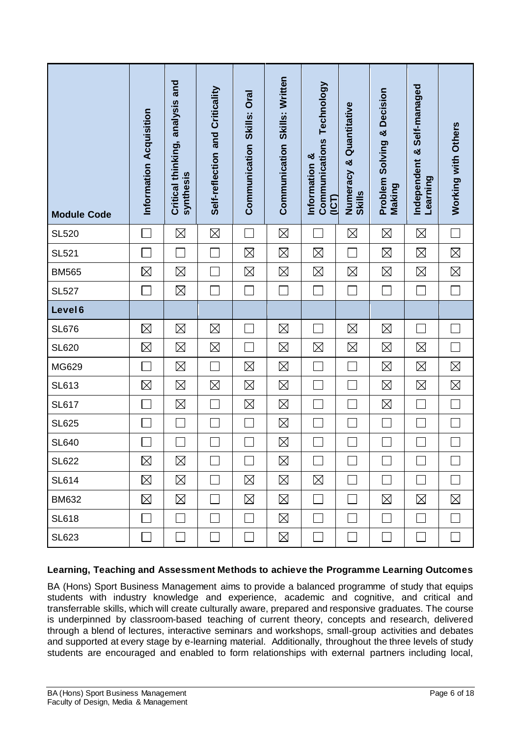| Module Code | Information Acquisition | Critical thinking, analysis and synthesis | Self-reflection and Criticality | Communication Skills: Oral | Communication Skills: Written | Information & Communications Technology (ICT) | Numeracy & Quantitative Skills | Problem Solving & Decision Making | Independent & Self-managed Learning | Working with Others |
|---|---|---|---|---|---|---|---|---|---|---|
| SL520 | ☐ | ☒ | ☒ | ☐ | ☒ | ☐ | ☒ | ☒ | ☒ | ☐ |
| SL521 | ☐ | ☐ | ☐ | ☒ | ☒ | ☒ | ☐ | ☒ | ☒ | ☒ |
| BM565 | ☒ | ☒ | ☐ | ☒ | ☒ | ☒ | ☒ | ☒ | ☒ | ☒ |
| SL527 | ☐ | ☒ | ☐ | ☐ | ☐ | ☐ | ☐ | ☐ | ☐ | ☐ |
| **Level 6** | | | | | | | | | | |
| SL676 | ☒ | ☒ | ☒ | ☐ | ☒ | ☐ | ☒ | ☒ | ☐ | ☐ |
| SL620 | ☒ | ☒ | ☒ | ☐ | ☒ | ☒ | ☒ | ☒ | ☒ | ☐ |
| MG629 | ☐ | ☒ | ☐ | ☒ | ☒ | ☐ | ☐ | ☒ | ☒ | ☒ |
| SL613 | ☒ | ☒ | ☒ | ☒ | ☒ | ☐ | ☐ | ☒ | ☒ | ☒ |
| SL617 | ☐ | ☒ | ☐ | ☒ | ☒ | ☐ | ☐ | ☒ | ☐ | ☐ |
| SL625 | ☐ | ☐ | ☐ | ☐ | ☒ | ☐ | ☐ | ☐ | ☐ | ☐ |
| SL640 | ☐ | ☐ | ☐ | ☐ | ☒ | ☐ | ☐ | ☐ | ☐ | ☐ |
| SL622 | ☒ | ☒ | ☐ | ☐ | ☒ | ☐ | ☐ | ☐ | ☐ | ☐ |
| SL614 | ☒ | ☒ | ☐ | ☒ | ☒ | ☒ | ☐ | ☐ | ☐ | ☐ |
| BM632 | ☒ | ☒ | ☐ | ☒ | ☒ | ☐ | ☐ | ☒ | ☒ | ☒ |
| SL618 | ☐ | ☐ | ☐ | ☐ | ☒ | ☐ | ☐ | ☐ | ☐ | ☐ |
| SL623 | ☐ | ☐ | ☐ | ☐ | ☒ | ☐ | ☐ | ☐ | ☐ | ☐ |

### Learning, Teaching and Assessment Methods to achieve the Programme Learning Outcomes

BA (Hons) Sport Business Management aims to provide a balanced programme of study that equips students with industry knowledge and experience, academic and cognitive, and critical and transferrable skills, which will create culturally aware, prepared and responsive graduates. The course is underpinned by classroom-based teaching of current theory, concepts and research, delivered through a blend of lectures, interactive seminars and workshops, small-group activities and debates and supported at every stage by e-learning material. Additionally, throughout the three levels of study students are encouraged and enabled to form relationships with external partners including local,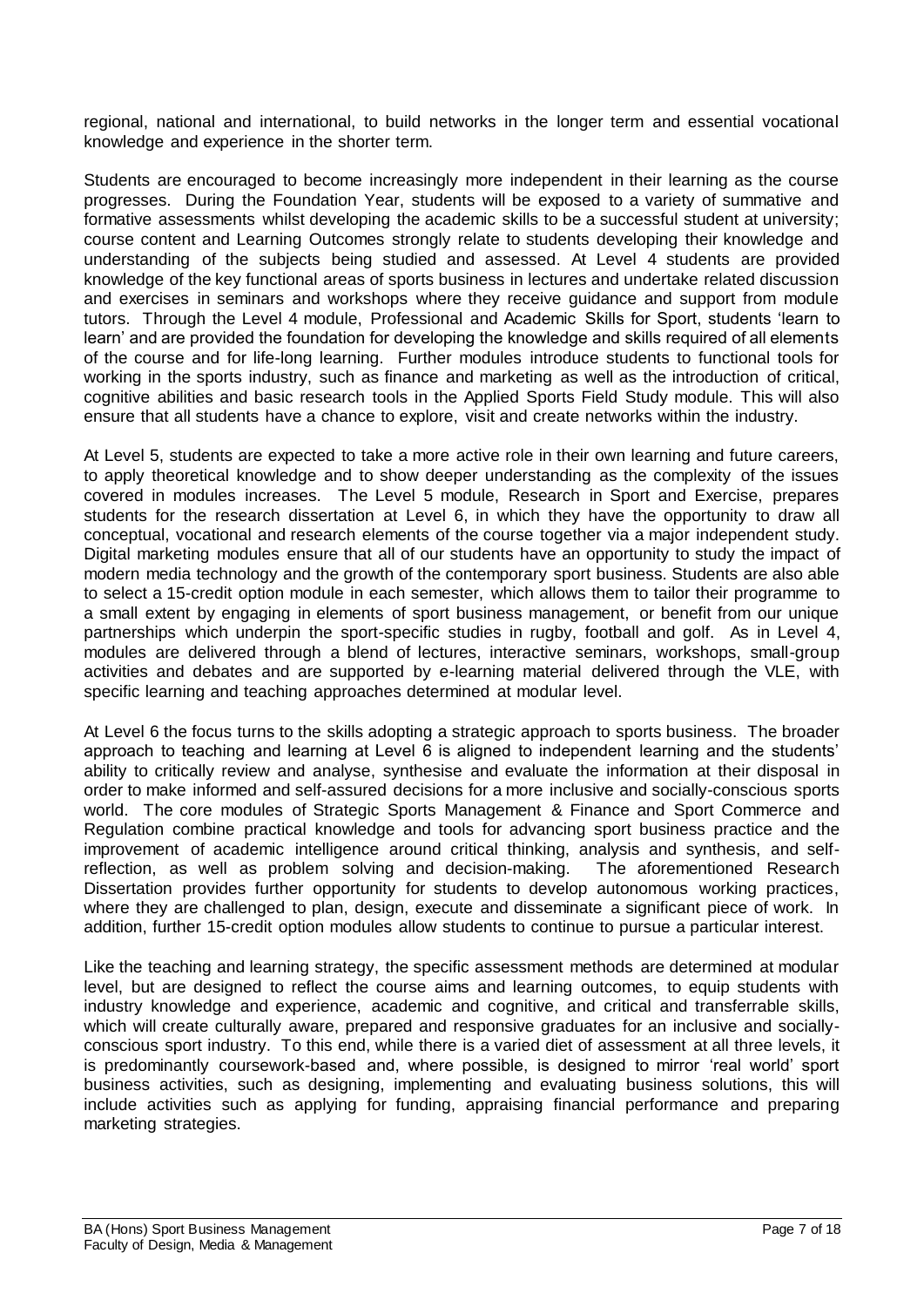regional, national and international, to build networks in the longer term and essential vocational knowledge and experience in the shorter term.

Students are encouraged to become increasingly more independent in their learning as the course progresses. During the Foundation Year, students will be exposed to a variety of summative and formative assessments whilst developing the academic skills to be a successful student at university; course content and Learning Outcomes strongly relate to students developing their knowledge and understanding of the subjects being studied and assessed. At Level 4 students are provided knowledge of the key functional areas of sports business in lectures and undertake related discussion and exercises in seminars and workshops where they receive guidance and support from module tutors. Through the Level 4 module, Professional and Academic Skills for Sport, students 'learn to learn' and are provided the foundation for developing the knowledge and skills required of all elements of the course and for life-long learning. Further modules introduce students to functional tools for working in the sports industry, such as finance and marketing as well as the introduction of critical, cognitive abilities and basic research tools in the Applied Sports Field Study module. This will also ensure that all students have a chance to explore, visit and create networks within the industry.

At Level 5, students are expected to take a more active role in their own learning and future careers, to apply theoretical knowledge and to show deeper understanding as the complexity of the issues covered in modules increases. The Level 5 module, Research in Sport and Exercise, prepares students for the research dissertation at Level 6, in which they have the opportunity to draw all conceptual, vocational and research elements of the course together via a major independent study. Digital marketing modules ensure that all of our students have an opportunity to study the impact of modern media technology and the growth of the contemporary sport business. Students are also able to select a 15-credit option module in each semester, which allows them to tailor their programme to a small extent by engaging in elements of sport business management, or benefit from our unique partnerships which underpin the sport-specific studies in rugby, football and golf. As in Level 4, modules are delivered through a blend of lectures, interactive seminars, workshops, small-group activities and debates and are supported by e-learning material delivered through the VLE, with specific learning and teaching approaches determined at modular level.

At Level 6 the focus turns to the skills adopting a strategic approach to sports business. The broader approach to teaching and learning at Level 6 is aligned to independent learning and the students' ability to critically review and analyse, synthesise and evaluate the information at their disposal in order to make informed and self-assured decisions for a more inclusive and socially-conscious sports world. The core modules of Strategic Sports Management & Finance and Sport Commerce and Regulation combine practical knowledge and tools for advancing sport business practice and the improvement of academic intelligence around critical thinking, analysis and synthesis, and self-reflection, as well as problem solving and decision-making. The aforementioned Research Dissertation provides further opportunity for students to develop autonomous working practices, where they are challenged to plan, design, execute and disseminate a significant piece of work. In addition, further 15-credit option modules allow students to continue to pursue a particular interest.

Like the teaching and learning strategy, the specific assessment methods are determined at modular level, but are designed to reflect the course aims and learning outcomes, to equip students with industry knowledge and experience, academic and cognitive, and critical and transferrable skills, which will create culturally aware, prepared and responsive graduates for an inclusive and socially-conscious sport industry. To this end, while there is a varied diet of assessment at all three levels, it is predominantly coursework-based and, where possible, is designed to mirror 'real world' sport business activities, such as designing, implementing and evaluating business solutions, this will include activities such as applying for funding, appraising financial performance and preparing marketing strategies.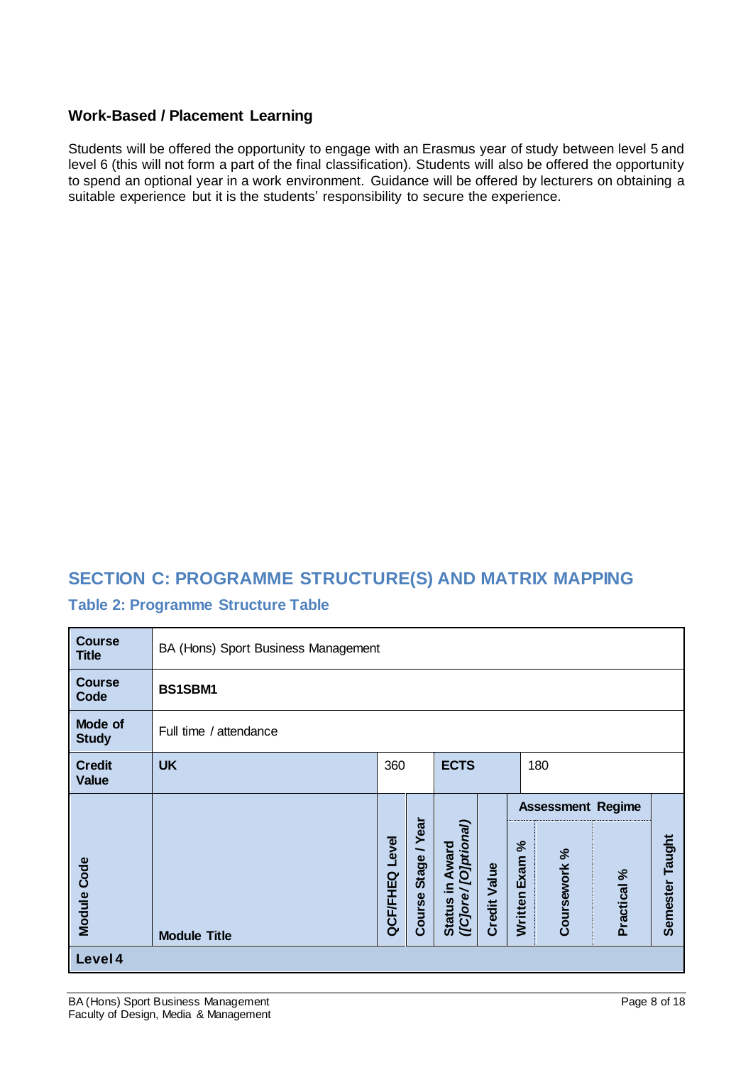### Work-Based / Placement Learning

Students will be offered the opportunity to engage with an Erasmus year of study between level 5 and level 6 (this will not form a part of the final classification). Students will also be offered the opportunity to spend an optional year in a work environment. Guidance will be offered by lecturers on obtaining a suitable experience but it is the students' responsibility to secure the experience.

## SECTION C: PROGRAMME STRUCTURE(S) AND MATRIX MAPPING

### Table 2: Programme Structure Table

| **Course Title** | BA (Hons) Sport Business Management | | | | | | | | |
|---|---|---|---|---|---|---|---|---|---|
| **Course Code** | **BS1SBM1** | | | | | | | | |
| **Mode of Study** | Full time / attendance | | | | | | | | |
| **Credit Value** | **UK** | 360 | | **ECTS** | | 180 | | | |
| | | | | | | **Assessment Regime** | | | |
| **Module Code** | **Module Title** | **QCF/FHEQ Level** | **Course Stage / Year** | **Status in Award *([C]ore / [O]ptional)*** | **Credit Value** | **Written Exam %** | **Coursework %** | **Practical %** | **Semester Taught** |
| **Level 4** | | | | | | | | | |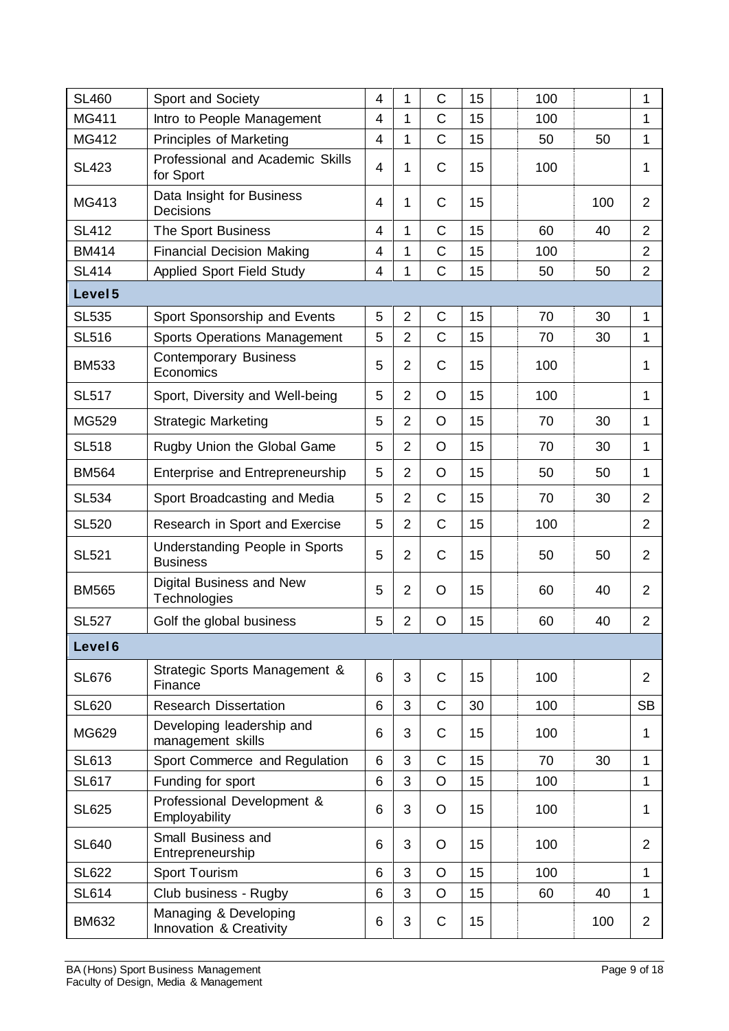| | | | | | | | | | |
|---|---|---|---|---|---|---|---|---|---|
| SL460 | Sport and Society | 4 | 1 | C | 15 | | 100 | | 1 |
| MG411 | Intro to People Management | 4 | 1 | C | 15 | | 100 | | 1 |
| MG412 | Principles of Marketing | 4 | 1 | C | 15 | | 50 | 50 | 1 |
| SL423 | Professional and Academic Skills for Sport | 4 | 1 | C | 15 | | 100 | | 1 |
| MG413 | Data Insight for Business Decisions | 4 | 1 | C | 15 | | | 100 | 2 |
| SL412 | The Sport Business | 4 | 1 | C | 15 | | 60 | 40 | 2 |
| BM414 | Financial Decision Making | 4 | 1 | C | 15 | | 100 | | 2 |
| SL414 | Applied Sport Field Study | 4 | 1 | C | 15 | | 50 | 50 | 2 |
| **Level 5** | | | | | | | | | |
| SL535 | Sport Sponsorship and Events | 5 | 2 | C | 15 | | 70 | 30 | 1 |
| SL516 | Sports Operations Management | 5 | 2 | C | 15 | | 70 | 30 | 1 |
| BM533 | Contemporary Business Economics | 5 | 2 | C | 15 | | 100 | | 1 |
| SL517 | Sport, Diversity and Well-being | 5 | 2 | O | 15 | | 100 | | 1 |
| MG529 | Strategic Marketing | 5 | 2 | O | 15 | | 70 | 30 | 1 |
| SL518 | Rugby Union the Global Game | 5 | 2 | O | 15 | | 70 | 30 | 1 |
| BM564 | Enterprise and Entrepreneurship | 5 | 2 | O | 15 | | 50 | 50 | 1 |
| SL534 | Sport Broadcasting and Media | 5 | 2 | C | 15 | | 70 | 30 | 2 |
| SL520 | Research in Sport and Exercise | 5 | 2 | C | 15 | | 100 | | 2 |
| SL521 | Understanding People in Sports Business | 5 | 2 | C | 15 | | 50 | 50 | 2 |
| BM565 | Digital Business and New Technologies | 5 | 2 | O | 15 | | 60 | 40 | 2 |
| SL527 | Golf the global business | 5 | 2 | O | 15 | | 60 | 40 | 2 |
| **Level 6** | | | | | | | | | |
| SL676 | Strategic Sports Management & Finance | 6 | 3 | C | 15 | | 100 | | 2 |
| SL620 | Research Dissertation | 6 | 3 | C | 30 | | 100 | | SB |
| MG629 | Developing leadership and management skills | 6 | 3 | C | 15 | | 100 | | 1 |
| SL613 | Sport Commerce and Regulation | 6 | 3 | C | 15 | | 70 | 30 | 1 |
| SL617 | Funding for sport | 6 | 3 | O | 15 | | 100 | | 1 |
| SL625 | Professional Development & Employability | 6 | 3 | O | 15 | | 100 | | 1 |
| SL640 | Small Business and Entrepreneurship | 6 | 3 | O | 15 | | 100 | | 2 |
| SL622 | Sport Tourism | 6 | 3 | O | 15 | | 100 | | 1 |
| SL614 | Club business - Rugby | 6 | 3 | O | 15 | | 60 | 40 | 1 |
| BM632 | Managing & Developing Innovation & Creativity | 6 | 3 | C | 15 | | | 100 | 2 |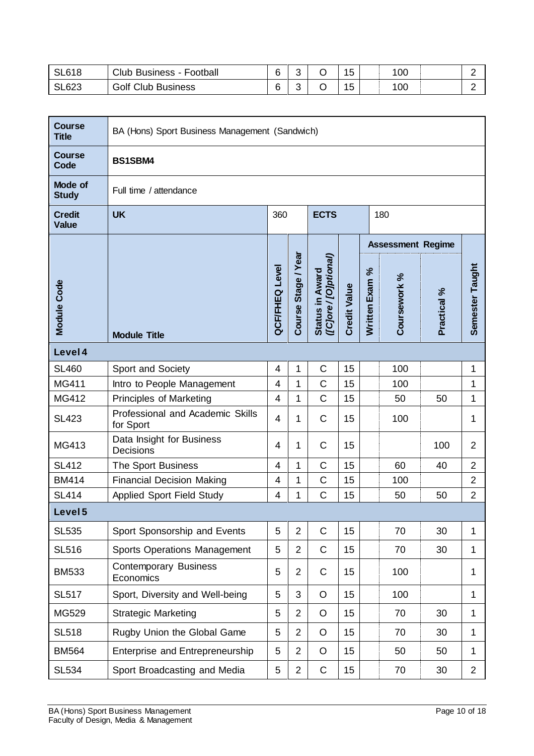| | | | | | | | | | |
|---|---|---|---|---|---|---|---|---|---|
| SL618 | Club Business - Football | 6 | 3 | O | 15 | | 100 | | 2 |
| SL623 | Golf Club Business | 6 | 3 | O | 15 | | 100 | | 2 |

| **Course Title** | BA (Hons) Sport Business Management (Sandwich) | | | | | | | | |
|---|---|---|---|---|---|---|---|---|---|
| **Course Code** | **BS1SBM4** | | | | | | | | |
| **Mode of Study** | Full time / attendance | | | | | | | | |
| **Credit Value** | **UK** | 360 | | **ECTS** | | 180 | | | |
| | | | | | | **Assessment Regime** | | | |
| **Module Code** | **Module Title** | **QCF/FHEQ Level** | **Course Stage / Year** | **Status in Award *([C]ore / [O]ptional)*** | **Credit Value** | **Written Exam %** | **Coursework %** | **Practical %** | **Semester Taught** |
| **Level 4** | | | | | | | | | |
| SL460 | Sport and Society | 4 | 1 | C | 15 | | 100 | | 1 |
| MG411 | Intro to People Management | 4 | 1 | C | 15 | | 100 | | 1 |
| MG412 | Principles of Marketing | 4 | 1 | C | 15 | | 50 | 50 | 1 |
| SL423 | Professional and Academic Skills for Sport | 4 | 1 | C | 15 | | 100 | | 1 |
| MG413 | Data Insight for Business Decisions | 4 | 1 | C | 15 | | | 100 | 2 |
| SL412 | The Sport Business | 4 | 1 | C | 15 | | 60 | 40 | 2 |
| BM414 | Financial Decision Making | 4 | 1 | C | 15 | | 100 | | 2 |
| SL414 | Applied Sport Field Study | 4 | 1 | C | 15 | | 50 | 50 | 2 |
| **Level 5** | | | | | | | | | |
| SL535 | Sport Sponsorship and Events | 5 | 2 | C | 15 | | 70 | 30 | 1 |
| SL516 | Sports Operations Management | 5 | 2 | C | 15 | | 70 | 30 | 1 |
| BM533 | Contemporary Business Economics | 5 | 2 | C | 15 | | 100 | | 1 |
| SL517 | Sport, Diversity and Well-being | 5 | 3 | O | 15 | | 100 | | 1 |
| MG529 | Strategic Marketing | 5 | 2 | O | 15 | | 70 | 30 | 1 |
| SL518 | Rugby Union the Global Game | 5 | 2 | O | 15 | | 70 | 30 | 1 |
| BM564 | Enterprise and Entrepreneurship | 5 | 2 | O | 15 | | 50 | 50 | 1 |
| SL534 | Sport Broadcasting and Media | 5 | 2 | C | 15 | | 70 | 30 | 2 |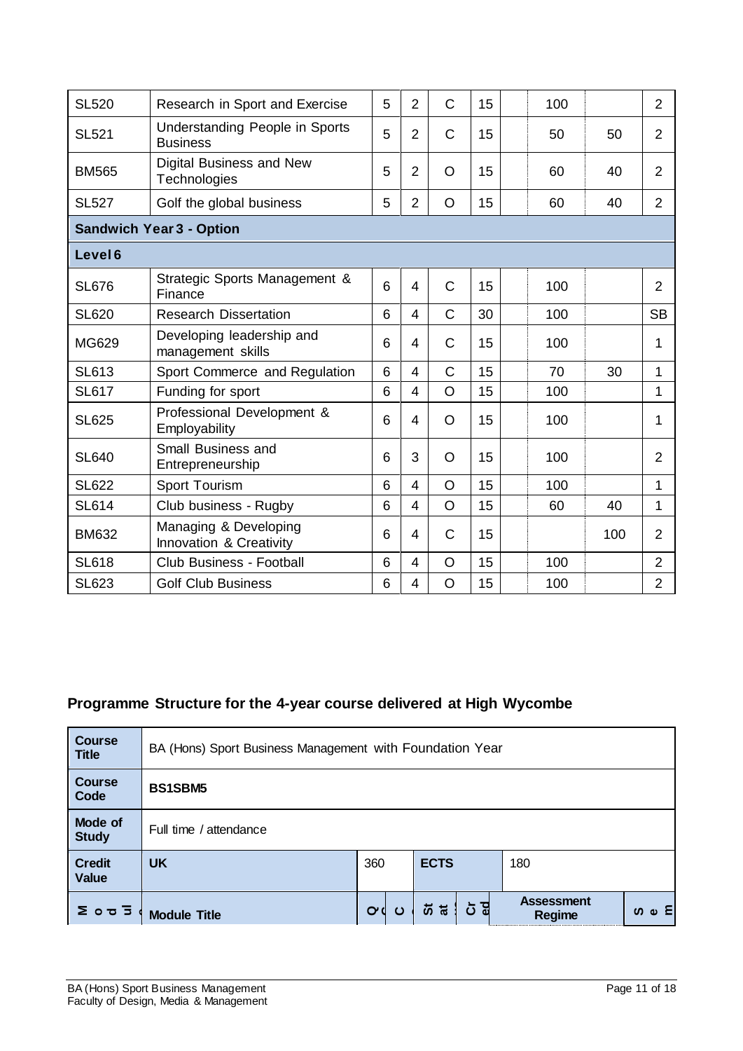| | | | | | | | | | |
|---|---|---|---|---|---|---|---|---|---|
| SL520 | Research in Sport and Exercise | 5 | 2 | C | 15 | | 100 | | 2 |
| SL521 | Understanding People in Sports Business | 5 | 2 | C | 15 | | 50 | 50 | 2 |
| BM565 | Digital Business and New Technologies | 5 | 2 | O | 15 | | 60 | 40 | 2 |
| SL527 | Golf the global business | 5 | 2 | O | 15 | | 60 | 40 | 2 |
| **Sandwich Year 3 - Option** | | | | | | | | | |
| **Level 6** | | | | | | | | | |
| SL676 | Strategic Sports Management & Finance | 6 | 4 | C | 15 | | 100 | | 2 |
| SL620 | Research Dissertation | 6 | 4 | C | 30 | | 100 | | SB |
| MG629 | Developing leadership and management skills | 6 | 4 | C | 15 | | 100 | | 1 |
| SL613 | Sport Commerce and Regulation | 6 | 4 | C | 15 | | 70 | 30 | 1 |
| SL617 | Funding for sport | 6 | 4 | O | 15 | | 100 | | 1 |
| SL625 | Professional Development & Employability | 6 | 4 | O | 15 | | 100 | | 1 |
| SL640 | Small Business and Entrepreneurship | 6 | 3 | O | 15 | | 100 | | 2 |
| SL622 | Sport Tourism | 6 | 4 | O | 15 | | 100 | | 1 |
| SL614 | Club business - Rugby | 6 | 4 | O | 15 | | 60 | 40 | 1 |
| BM632 | Managing & Developing Innovation & Creativity | 6 | 4 | C | 15 | | | 100 | 2 |
| SL618 | Club Business - Football | 6 | 4 | O | 15 | | 100 | | 2 |
| SL623 | Golf Club Business | 6 | 4 | O | 15 | | 100 | | 2 |

## Programme Structure for the 4-year course delivered at High Wycombe

| | | | | | | | | |
|---|---|---|---|---|---|---|---|---|
| **Course Title** | BA (Hons) Sport Business Management with Foundation Year | | | | | | | |
| **Course Code** | **BS1SBM5** | | | | | | | |
| **Mode of Study** | Full time / attendance | | | | | | | |
| **Credit Value** | **UK** | 360 | | **ECTS** | | 180 | | |
| **Modul** | **Module Title** | **Q** | **C** | **Stat** | **Cred** | **Assessment Regime** | | **Sem** |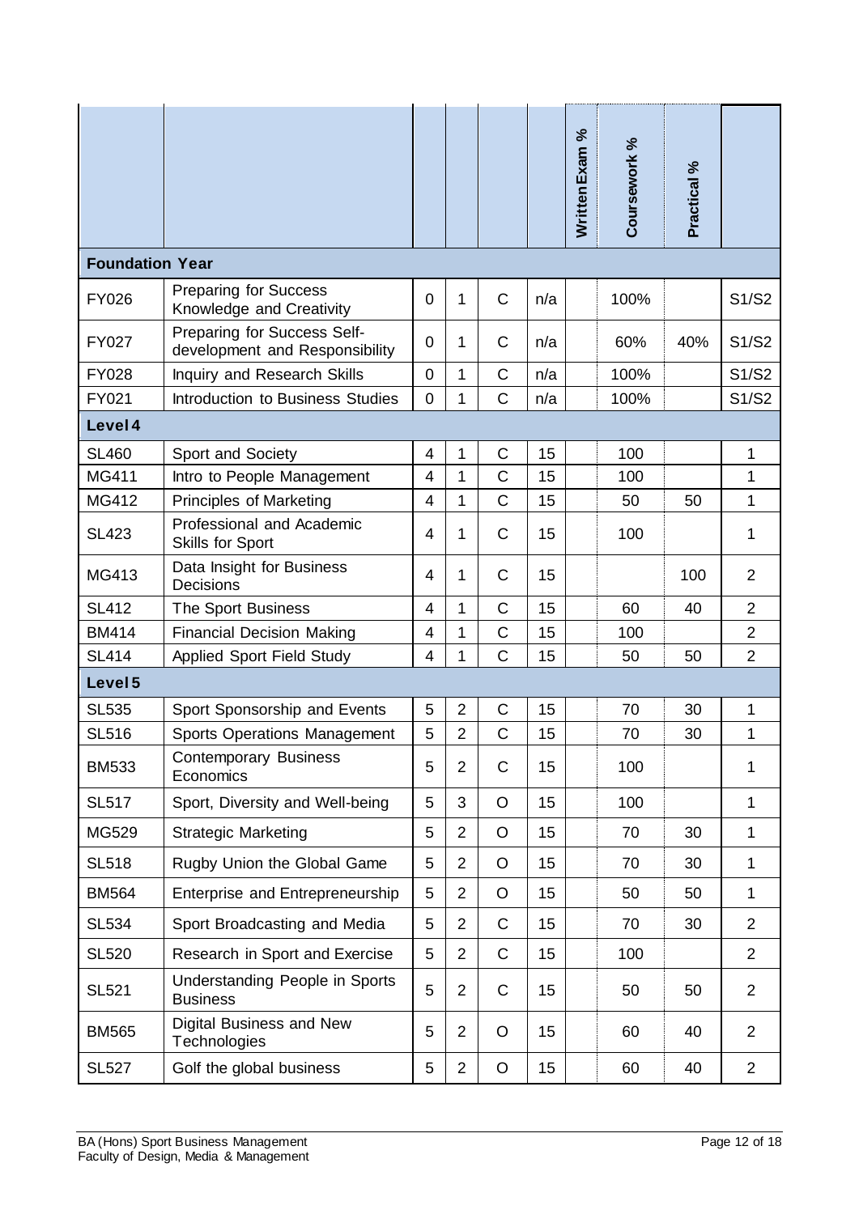| | | | | | | Written Exam % | Coursework % | Practical % | |
|---|---|---|---|---|---|---|---|---|---|
| **Foundation Year** | | | | | | | | | |
| FY026 | Preparing for Success Knowledge and Creativity | 0 | 1 | C | n/a | | 100% | | S1/S2 |
| FY027 | Preparing for Success Self-development and Responsibility | 0 | 1 | C | n/a | | 60% | 40% | S1/S2 |
| FY028 | Inquiry and Research Skills | 0 | 1 | C | n/a | | 100% | | S1/S2 |
| FY021 | Introduction to Business Studies | 0 | 1 | C | n/a | | 100% | | S1/S2 |
| **Level 4** | | | | | | | | | |
| SL460 | Sport and Society | 4 | 1 | C | 15 | | 100 | | 1 |
| MG411 | Intro to People Management | 4 | 1 | C | 15 | | 100 | | 1 |
| MG412 | Principles of Marketing | 4 | 1 | C | 15 | | 50 | 50 | 1 |
| SL423 | Professional and Academic Skills for Sport | 4 | 1 | C | 15 | | 100 | | 1 |
| MG413 | Data Insight for Business Decisions | 4 | 1 | C | 15 | | | 100 | 2 |
| SL412 | The Sport Business | 4 | 1 | C | 15 | | 60 | 40 | 2 |
| BM414 | Financial Decision Making | 4 | 1 | C | 15 | | 100 | | 2 |
| SL414 | Applied Sport Field Study | 4 | 1 | C | 15 | | 50 | 50 | 2 |
| **Level 5** | | | | | | | | | |
| SL535 | Sport Sponsorship and Events | 5 | 2 | C | 15 | | 70 | 30 | 1 |
| SL516 | Sports Operations Management | 5 | 2 | C | 15 | | 70 | 30 | 1 |
| BM533 | Contemporary Business Economics | 5 | 2 | C | 15 | | 100 | | 1 |
| SL517 | Sport, Diversity and Well-being | 5 | 3 | O | 15 | | 100 | | 1 |
| MG529 | Strategic Marketing | 5 | 2 | O | 15 | | 70 | 30 | 1 |
| SL518 | Rugby Union the Global Game | 5 | 2 | O | 15 | | 70 | 30 | 1 |
| BM564 | Enterprise and Entrepreneurship | 5 | 2 | O | 15 | | 50 | 50 | 1 |
| SL534 | Sport Broadcasting and Media | 5 | 2 | C | 15 | | 70 | 30 | 2 |
| SL520 | Research in Sport and Exercise | 5 | 2 | C | 15 | | 100 | | 2 |
| SL521 | Understanding People in Sports Business | 5 | 2 | C | 15 | | 50 | 50 | 2 |
| BM565 | Digital Business and New Technologies | 5 | 2 | O | 15 | | 60 | 40 | 2 |
| SL527 | Golf the global business | 5 | 2 | O | 15 | | 60 | 40 | 2 |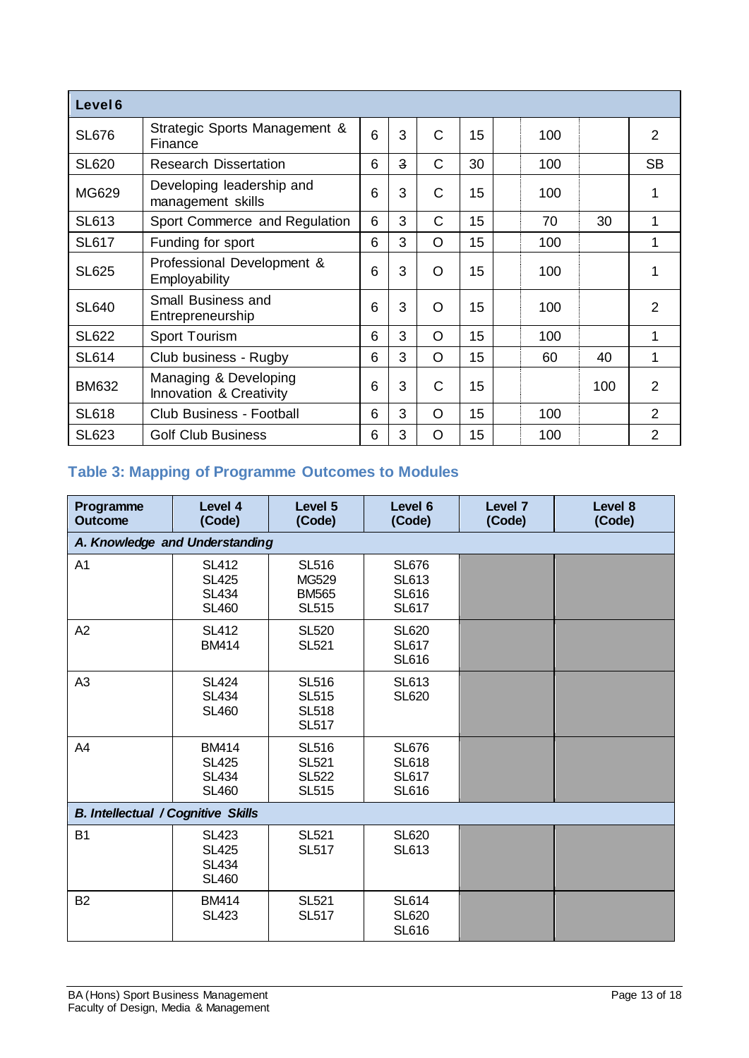| Level 6 | | | | | | | | | |
|---|---|---|---|---|---|---|---|---|---|
| SL676 | Strategic Sports Management & Finance | 6 | 3 | C | 15 | | 100 | | 2 |
| SL620 | Research Dissertation | 6 | 3 | C | 30 | | 100 | | SB |
| MG629 | Developing leadership and management skills | 6 | 3 | C | 15 | | 100 | | 1 |
| SL613 | Sport Commerce and Regulation | 6 | 3 | C | 15 | | 70 | 30 | 1 |
| SL617 | Funding for sport | 6 | 3 | O | 15 | | 100 | | 1 |
| SL625 | Professional Development & Employability | 6 | 3 | O | 15 | | 100 | | 1 |
| SL640 | Small Business and Entrepreneurship | 6 | 3 | O | 15 | | 100 | | 2 |
| SL622 | Sport Tourism | 6 | 3 | O | 15 | | 100 | | 1 |
| SL614 | Club business - Rugby | 6 | 3 | O | 15 | | 60 | 40 | 1 |
| BM632 | Managing & Developing Innovation & Creativity | 6 | 3 | C | 15 | | | 100 | 2 |
| SL618 | Club Business - Football | 6 | 3 | O | 15 | | 100 | | 2 |
| SL623 | Golf Club Business | 6 | 3 | O | 15 | | 100 | | 2 |

## Table 3: Mapping of Programme Outcomes to Modules

| Programme Outcome | Level 4 (Code) | Level 5 (Code) | Level 6 (Code) | Level 7 (Code) | Level 8 (Code) |
|---|---|---|---|---|---|
| ***A. Knowledge and Understanding*** | | | | | |
| A1 | SL412<br>SL425<br>SL434<br>SL460 | SL516<br>MG529<br>BM565<br>SL515 | SL676<br>SL613<br>SL616<br>SL617 | | |
| A2 | SL412<br>BM414 | SL520<br>SL521 | SL620<br>SL617<br>SL616 | | |
| A3 | SL424<br>SL434<br>SL460 | SL516<br>SL515<br>SL518<br>SL517 | SL613<br>SL620 | | |
| A4 | BM414<br>SL425<br>SL434<br>SL460 | SL516<br>SL521<br>SL522<br>SL515 | SL676<br>SL618<br>SL617<br>SL616 | | |
| ***B. Intellectual / Cognitive Skills*** | | | | | |
| B1 | SL423<br>SL425<br>SL434<br>SL460 | SL521<br>SL517 | SL620<br>SL613 | | |
| B2 | BM414<br>SL423 | SL521<br>SL517 | SL614<br>SL620<br>SL616 | | |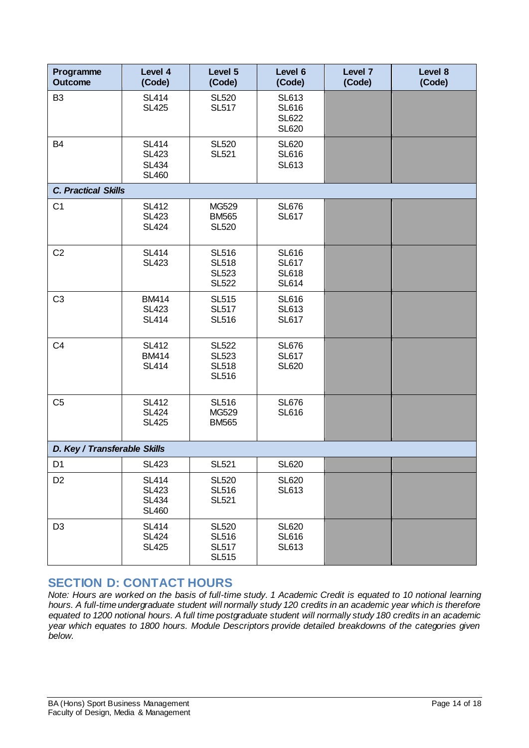| Programme Outcome | Level 4 (Code) | Level 5 (Code) | Level 6 (Code) | Level 7 (Code) | Level 8 (Code) |
|---|---|---|---|---|---|
| B3 | SL414<br>SL425 | SL520<br>SL517 | SL613<br>SL616<br>SL622<br>SL620 | | |
| B4 | SL414<br>SL423<br>SL434<br>SL460 | SL520<br>SL521 | SL620<br>SL616<br>SL613 | | |
| ***C. Practical Skills*** | | | | | |
| C1 | SL412<br>SL423<br>SL424 | MG529<br>BM565<br>SL520 | SL676<br>SL617 | | |
| C2 | SL414<br>SL423 | SL516<br>SL518<br>SL523<br>SL522 | SL616<br>SL617<br>SL618<br>SL614 | | |
| C3 | BM414<br>SL423<br>SL414 | SL515<br>SL517<br>SL516 | SL616<br>SL613<br>SL617 | | |
| C4 | SL412<br>BM414<br>SL414 | SL522<br>SL523<br>SL518<br>SL516 | SL676<br>SL617<br>SL620 | | |
| C5 | SL412<br>SL424<br>SL425 | SL516<br>MG529<br>BM565 | SL676<br>SL616 | | |
| ***D. Key / Transferable Skills*** | | | | | |
| D1 | SL423 | SL521 | SL620 | | |
| D2 | SL414<br>SL423<br>SL434<br>SL460 | SL520<br>SL516<br>SL521 | SL620<br>SL613 | | |
| D3 | SL414<br>SL424<br>SL425 | SL520<br>SL516<br>SL517<br>SL515 | SL620<br>SL616<br>SL613 | | |

## SECTION D: CONTACT HOURS

*Note: Hours are worked on the basis of full-time study. 1 Academic Credit is equated to 10 notional learning hours. A full-time undergraduate student will normally study 120 credits in an academic year which is therefore equated to 1200 notional hours. A full time postgraduate student will normally study 180 credits in an academic year which equates to 1800 hours. Module Descriptors provide detailed breakdowns of the categories given below.*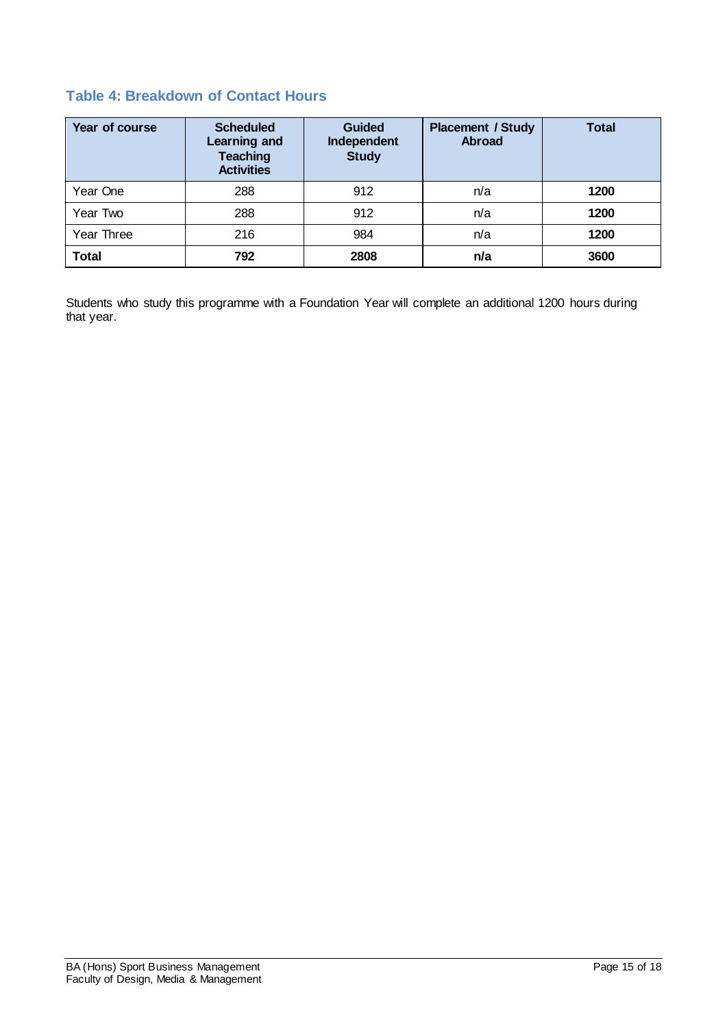### Table 4: Breakdown of Contact Hours

| Year of course | Scheduled Learning and Teaching Activities | Guided Independent Study | Placement / Study Abroad | Total |
|---|---|---|---|---|
| Year One | 288 | 912 | n/a | **1200** |
| Year Two | 288 | 912 | n/a | **1200** |
| Year Three | 216 | 984 | n/a | **1200** |
| **Total** | **792** | **2808** | **n/a** | **3600** |

Students who study this programme with a Foundation Year will complete an additional 1200 hours during that year.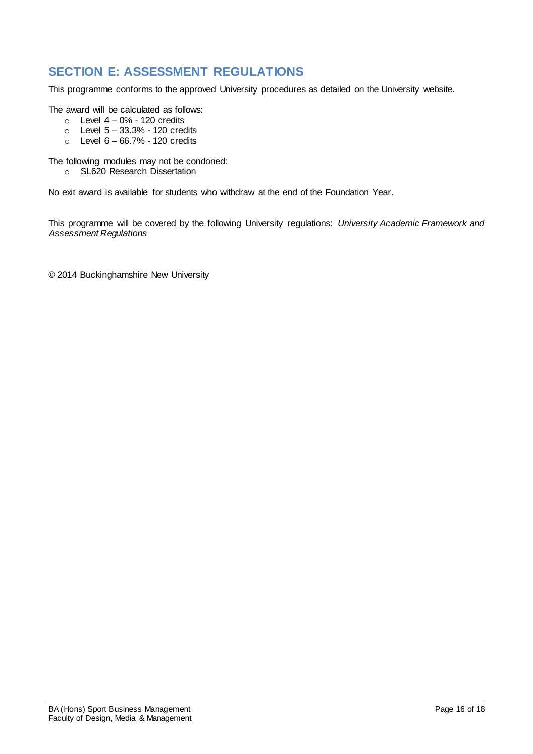## SECTION E: ASSESSMENT REGULATIONS

This programme conforms to the approved University procedures as detailed on the University website.

The award will be calculated as follows:

- Level 4 – 0% - 120 credits
- Level 5 – 33.3% - 120 credits
- Level 6 – 66.7% - 120 credits

The following modules may not be condoned:

- SL620 Research Dissertation

No exit award is available for students who withdraw at the end of the Foundation Year.

This programme will be covered by the following University regulations: *University Academic Framework and Assessment Regulations*

© 2014 Buckinghamshire New University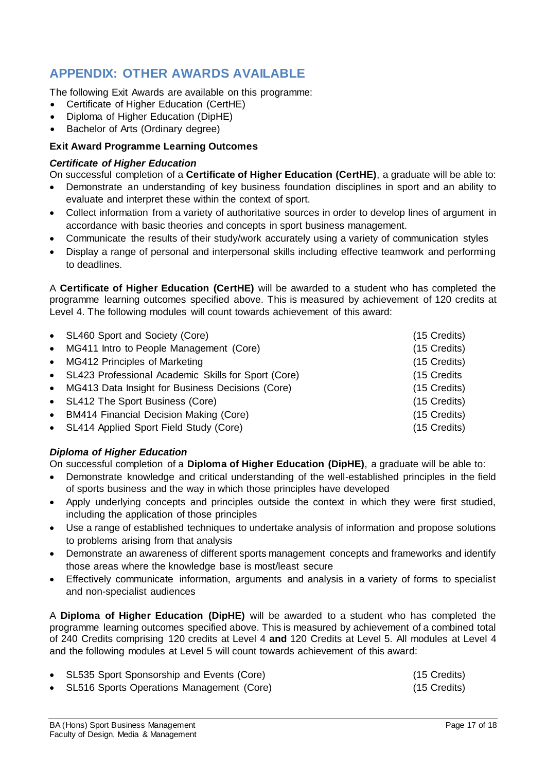## APPENDIX: OTHER AWARDS AVAILABLE

The following Exit Awards are available on this programme:

- Certificate of Higher Education (CertHE)
- Diploma of Higher Education (DipHE)
- Bachelor of Arts (Ordinary degree)

**Exit Award Programme Learning Outcomes**

***Certificate of Higher Education***

On successful completion of a **Certificate of Higher Education (CertHE)**, a graduate will be able to:

- Demonstrate an understanding of key business foundation disciplines in sport and an ability to evaluate and interpret these within the context of sport.
- Collect information from a variety of authoritative sources in order to develop lines of argument in accordance with basic theories and concepts in sport business management.
- Communicate the results of their study/work accurately using a variety of communication styles
- Display a range of personal and interpersonal skills including effective teamwork and performing to deadlines.

A **Certificate of Higher Education (CertHE)** will be awarded to a student who has completed the programme learning outcomes specified above. This is measured by achievement of 120 credits at Level 4. The following modules will count towards achievement of this award:

- SL460 Sport and Society (Core) (15 Credits)
- MG411 Intro to People Management (Core) (15 Credits)
- MG412 Principles of Marketing (15 Credits)
- SL423 Professional Academic Skills for Sport (Core) (15 Credits
- MG413 Data Insight for Business Decisions (Core) (15 Credits)
- SL412 The Sport Business (Core) (15 Credits)
- BM414 Financial Decision Making (Core) (15 Credits)
- SL414 Applied Sport Field Study (Core) (15 Credits)

***Diploma of Higher Education***

On successful completion of a **Diploma of Higher Education (DipHE)**, a graduate will be able to:

- Demonstrate knowledge and critical understanding of the well-established principles in the field of sports business and the way in which those principles have developed
- Apply underlying concepts and principles outside the context in which they were first studied, including the application of those principles
- Use a range of established techniques to undertake analysis of information and propose solutions to problems arising from that analysis
- Demonstrate an awareness of different sports management concepts and frameworks and identify those areas where the knowledge base is most/least secure
- Effectively communicate information, arguments and analysis in a variety of forms to specialist and non-specialist audiences

A **Diploma of Higher Education (DipHE)** will be awarded to a student who has completed the programme learning outcomes specified above. This is measured by achievement of a combined total of 240 Credits comprising 120 credits at Level 4 **and** 120 Credits at Level 5. All modules at Level 4 and the following modules at Level 5 will count towards achievement of this award:

- SL535 Sport Sponsorship and Events (Core) (15 Credits)
- SL516 Sports Operations Management (Core) (15 Credits)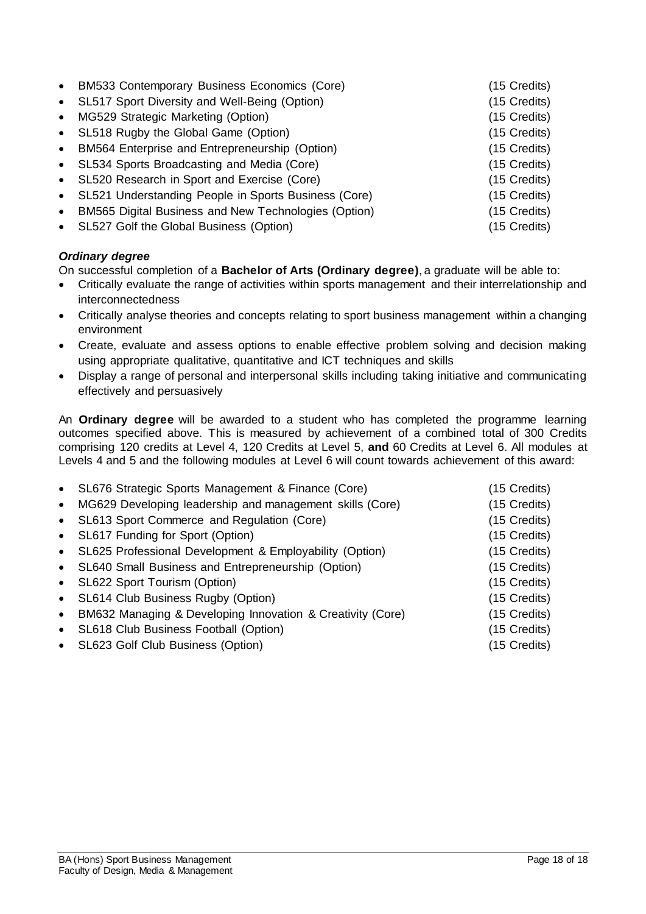- BM533 Contemporary Business Economics (Core) (15 Credits)
- SL517 Sport Diversity and Well-Being (Option) (15 Credits)
- MG529 Strategic Marketing (Option) (15 Credits)
- SL518 Rugby the Global Game (Option) (15 Credits)
- BM564 Enterprise and Entrepreneurship (Option) (15 Credits)
- SL534 Sports Broadcasting and Media (Core) (15 Credits)
- SL520 Research in Sport and Exercise (Core) (15 Credits)
- SL521 Understanding People in Sports Business (Core) (15 Credits)
- BM565 Digital Business and New Technologies (Option) (15 Credits)
- SL527 Golf the Global Business (Option) (15 Credits)

***Ordinary degree***

On successful completion of a **Bachelor of Arts (Ordinary degree)**, a graduate will be able to:

- Critically evaluate the range of activities within sports management and their interrelationship and interconnectedness
- Critically analyse theories and concepts relating to sport business management within a changing environment
- Create, evaluate and assess options to enable effective problem solving and decision making using appropriate qualitative, quantitative and ICT techniques and skills
- Display a range of personal and interpersonal skills including taking initiative and communicating effectively and persuasively

An **Ordinary degree** will be awarded to a student who has completed the programme learning outcomes specified above. This is measured by achievement of a combined total of 300 Credits comprising 120 credits at Level 4, 120 Credits at Level 5, **and** 60 Credits at Level 6. All modules at Levels 4 and 5 and the following modules at Level 6 will count towards achievement of this award:

- SL676 Strategic Sports Management & Finance (Core) (15 Credits)
- MG629 Developing leadership and management skills (Core) (15 Credits)
- SL613 Sport Commerce and Regulation (Core) (15 Credits)
- SL617 Funding for Sport (Option) (15 Credits)
- SL625 Professional Development & Employability (Option) (15 Credits)
- SL640 Small Business and Entrepreneurship (Option) (15 Credits)
- SL622 Sport Tourism (Option) (15 Credits)
- SL614 Club Business Rugby (Option) (15 Credits)
- BM632 Managing & Developing Innovation & Creativity (Core) (15 Credits)
- SL618 Club Business Football (Option) (15 Credits)
- SL623 Golf Club Business (Option) (15 Credits)